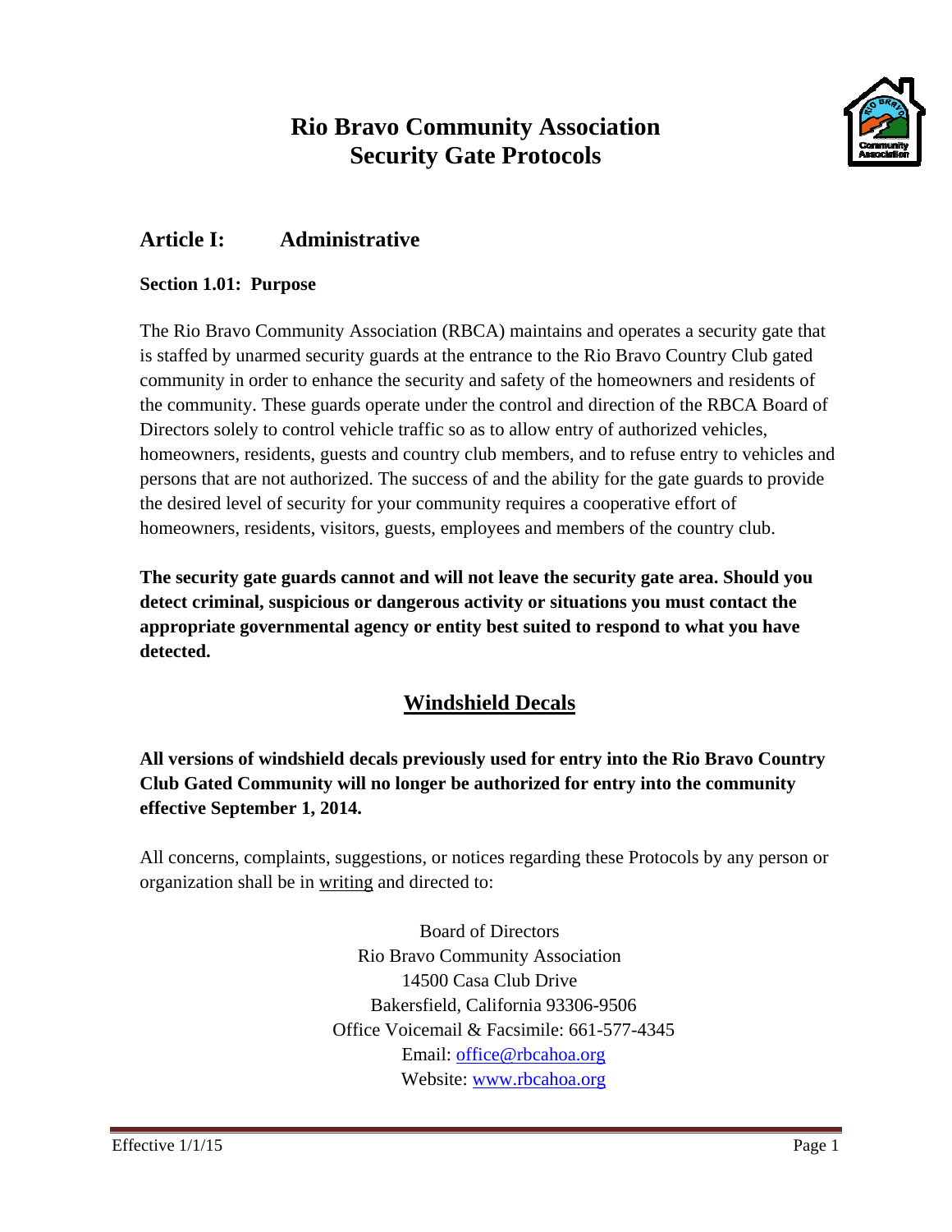# Rio Bravo Community Association
# Security Gate Protocols

## Article I: Administrative

### Section 1.01: Purpose

The Rio Bravo Community Association (RBCA) maintains and operates a security gate that is staffed by unarmed security guards at the entrance to the Rio Bravo Country Club gated community in order to enhance the security and safety of the homeowners and residents of the community. These guards operate under the control and direction of the RBCA Board of Directors solely to control vehicle traffic so as to allow entry of authorized vehicles, homeowners, residents, guests and country club members, and to refuse entry to vehicles and persons that are not authorized. The success of and the ability for the gate guards to provide the desired level of security for your community requires a cooperative effort of homeowners, residents, visitors, guests, employees and members of the country club.

**The security gate guards cannot and will not leave the security gate area. Should you detect criminal, suspicious or dangerous activity or situations you must contact the appropriate governmental agency or entity best suited to respond to what you have detected.**

## Windshield Decals

**All versions of windshield decals previously used for entry into the Rio Bravo Country Club Gated Community will no longer be authorized for entry into the community effective September 1, 2014.**

All concerns, complaints, suggestions, or notices regarding these Protocols by any person or organization shall be in writing and directed to:

Board of Directors
Rio Bravo Community Association
14500 Casa Club Drive
Bakersfield, California 93306-9506
Office Voicemail & Facsimile: 661-577-4345
Email: office@rbcahoa.org
Website: www.rbcahoa.org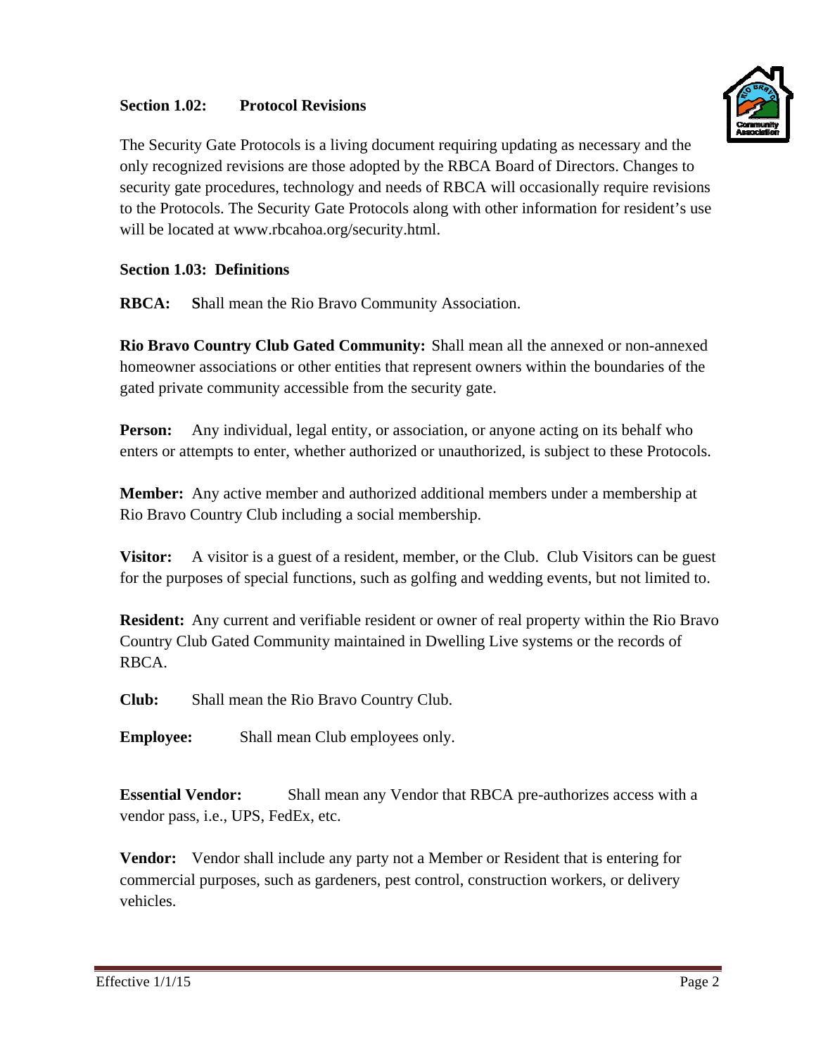### Section 1.02: Protocol Revisions

The Security Gate Protocols is a living document requiring updating as necessary and the only recognized revisions are those adopted by the RBCA Board of Directors. Changes to security gate procedures, technology and needs of RBCA will occasionally require revisions to the Protocols. The Security Gate Protocols along with other information for resident's use will be located at www.rbcahoa.org/security.html.

### Section 1.03: Definitions

**RBCA:** **S**hall mean the Rio Bravo Community Association.

**Rio Bravo Country Club Gated Community:** Shall mean all the annexed or non-annexed homeowner associations or other entities that represent owners within the boundaries of the gated private community accessible from the security gate.

**Person:** Any individual, legal entity, or association, or anyone acting on its behalf who enters or attempts to enter, whether authorized or unauthorized, is subject to these Protocols.

**Member:** Any active member and authorized additional members under a membership at Rio Bravo Country Club including a social membership.

**Visitor:** A visitor is a guest of a resident, member, or the Club. Club Visitors can be guest for the purposes of special functions, such as golfing and wedding events, but not limited to.

**Resident:** Any current and verifiable resident or owner of real property within the Rio Bravo Country Club Gated Community maintained in Dwelling Live systems or the records of RBCA.

**Club:** Shall mean the Rio Bravo Country Club.

**Employee:** Shall mean Club employees only.

**Essential Vendor:** Shall mean any Vendor that RBCA pre-authorizes access with a vendor pass, i.e., UPS, FedEx, etc.

**Vendor:** Vendor shall include any party not a Member or Resident that is entering for commercial purposes, such as gardeners, pest control, construction workers, or delivery vehicles.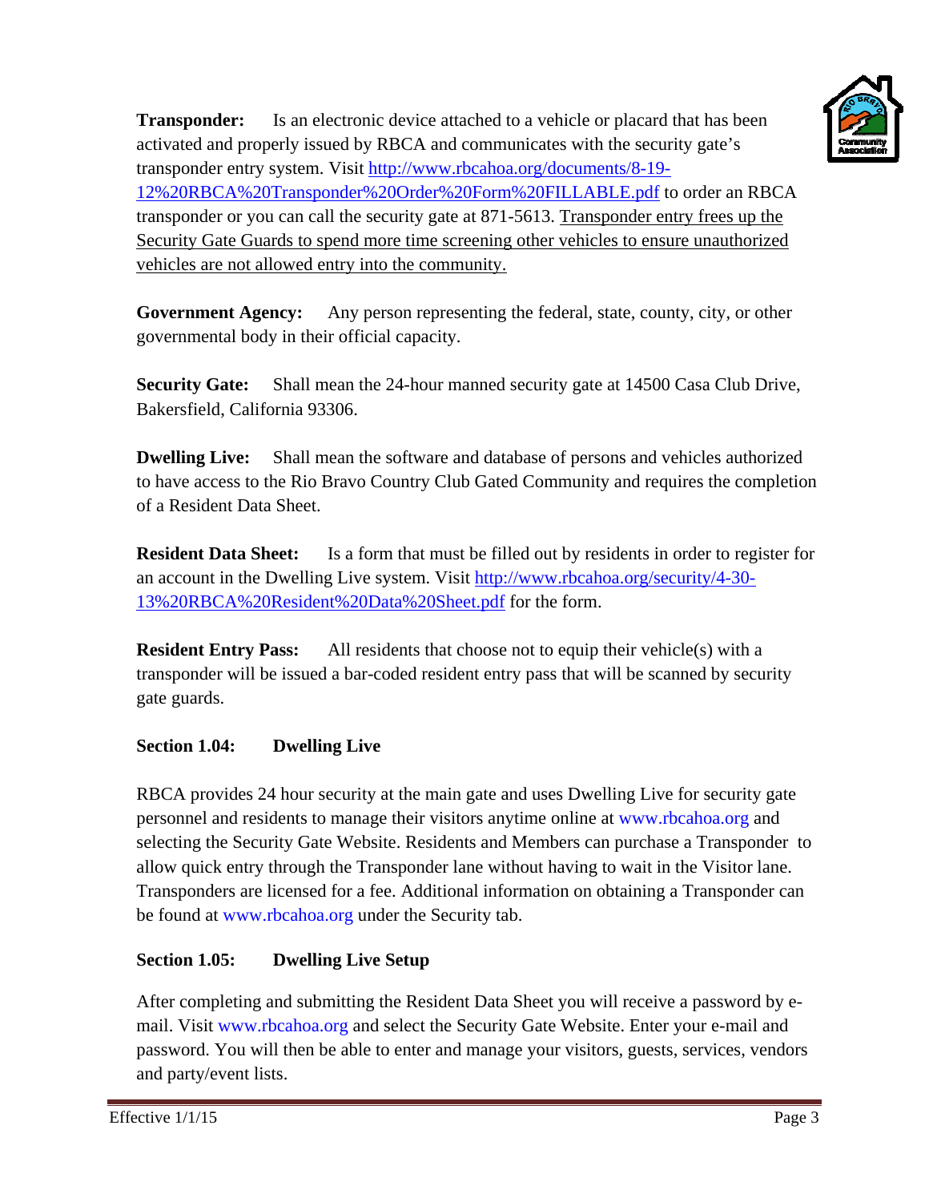**Transponder:** Is an electronic device attached to a vehicle or placard that has been activated and properly issued by RBCA and communicates with the security gate's transponder entry system. Visit [http://www.rbcahoa.org/documents/8-19-12%20RBCA%20Transponder%20Order%20Form%20FILLABLE.pdf](http://www.rbcahoa.org/documents/8-19-12%20RBCA%20Transponder%20Order%20Form%20FILLABLE.pdf) to order an RBCA transponder or you can call the security gate at 871-5613. Transponder entry frees up the Security Gate Guards to spend more time screening other vehicles to ensure unauthorized vehicles are not allowed entry into the community.

**Government Agency:** Any person representing the federal, state, county, city, or other governmental body in their official capacity.

**Security Gate:** Shall mean the 24-hour manned security gate at 14500 Casa Club Drive, Bakersfield, California 93306.

**Dwelling Live:** Shall mean the software and database of persons and vehicles authorized to have access to the Rio Bravo Country Club Gated Community and requires the completion of a Resident Data Sheet.

**Resident Data Sheet:** Is a form that must be filled out by residents in order to register for an account in the Dwelling Live system. Visit [http://www.rbcahoa.org/security/4-30-13%20RBCA%20Resident%20Data%20Sheet.pdf](http://www.rbcahoa.org/security/4-30-13%20RBCA%20Resident%20Data%20Sheet.pdf) for the form.

**Resident Entry Pass:** All residents that choose not to equip their vehicle(s) with a transponder will be issued a bar-coded resident entry pass that will be scanned by security gate guards.

### Section 1.04: Dwelling Live

RBCA provides 24 hour security at the main gate and uses Dwelling Live for security gate personnel and residents to manage their visitors anytime online at www.rbcahoa.org and selecting the Security Gate Website. Residents and Members can purchase a Transponder to allow quick entry through the Transponder lane without having to wait in the Visitor lane. Transponders are licensed for a fee. Additional information on obtaining a Transponder can be found at www.rbcahoa.org under the Security tab.

### Section 1.05: Dwelling Live Setup

After completing and submitting the Resident Data Sheet you will receive a password by e-mail. Visit www.rbcahoa.org and select the Security Gate Website. Enter your e-mail and password. You will then be able to enter and manage your visitors, guests, services, vendors and party/event lists.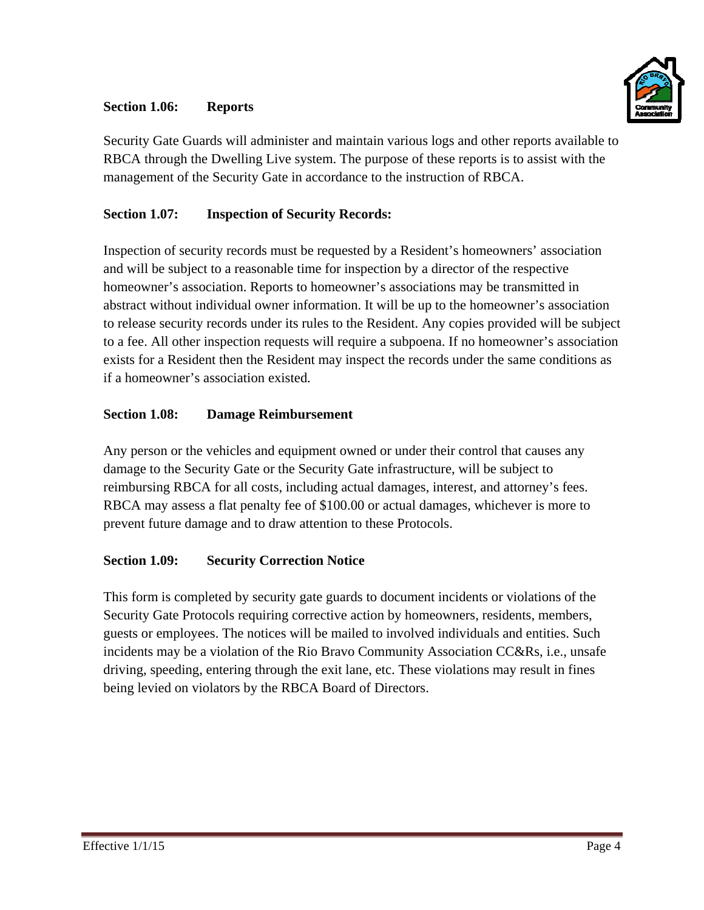### Section 1.06: Reports

Security Gate Guards will administer and maintain various logs and other reports available to RBCA through the Dwelling Live system. The purpose of these reports is to assist with the management of the Security Gate in accordance to the instruction of RBCA.

### Section 1.07: Inspection of Security Records:

Inspection of security records must be requested by a Resident's homeowners' association and will be subject to a reasonable time for inspection by a director of the respective homeowner's association. Reports to homeowner's associations may be transmitted in abstract without individual owner information. It will be up to the homeowner's association to release security records under its rules to the Resident. Any copies provided will be subject to a fee. All other inspection requests will require a subpoena. If no homeowner's association exists for a Resident then the Resident may inspect the records under the same conditions as if a homeowner's association existed.

### Section 1.08: Damage Reimbursement

Any person or the vehicles and equipment owned or under their control that causes any damage to the Security Gate or the Security Gate infrastructure, will be subject to reimbursing RBCA for all costs, including actual damages, interest, and attorney's fees. RBCA may assess a flat penalty fee of $100.00 or actual damages, whichever is more to prevent future damage and to draw attention to these Protocols.

### Section 1.09: Security Correction Notice

This form is completed by security gate guards to document incidents or violations of the Security Gate Protocols requiring corrective action by homeowners, residents, members, guests or employees. The notices will be mailed to involved individuals and entities. Such incidents may be a violation of the Rio Bravo Community Association CC&Rs, i.e., unsafe driving, speeding, entering through the exit lane, etc. These violations may result in fines being levied on violators by the RBCA Board of Directors.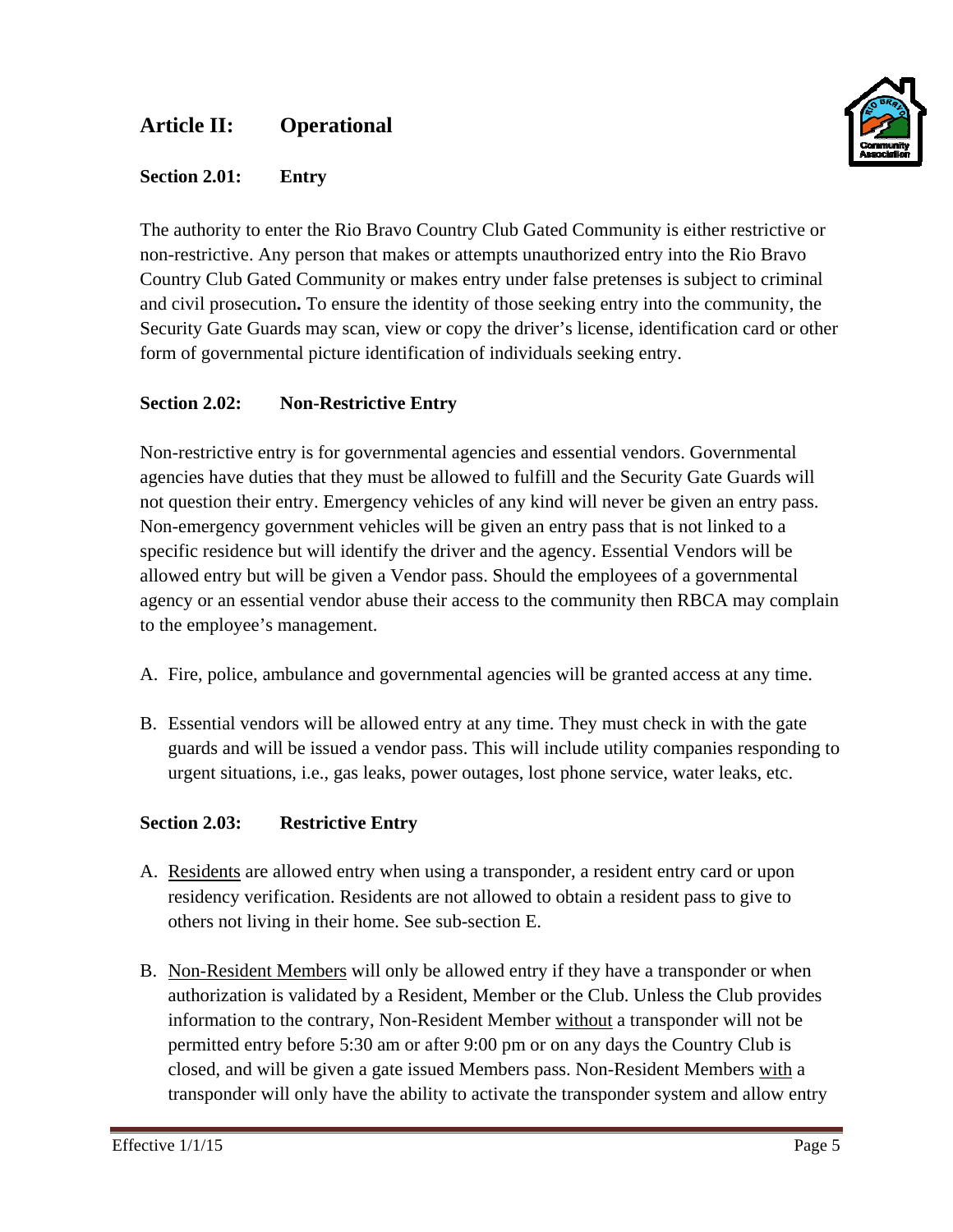## Article II: Operational

### Section 2.01: Entry

The authority to enter the Rio Bravo Country Club Gated Community is either restrictive or non-restrictive. Any person that makes or attempts unauthorized entry into the Rio Bravo Country Club Gated Community or makes entry under false pretenses is subject to criminal and civil prosecution**.** To ensure the identity of those seeking entry into the community, the Security Gate Guards may scan, view or copy the driver's license, identification card or other form of governmental picture identification of individuals seeking entry.

### Section 2.02: Non-Restrictive Entry

Non-restrictive entry is for governmental agencies and essential vendors. Governmental agencies have duties that they must be allowed to fulfill and the Security Gate Guards will not question their entry. Emergency vehicles of any kind will never be given an entry pass. Non-emergency government vehicles will be given an entry pass that is not linked to a specific residence but will identify the driver and the agency. Essential Vendors will be allowed entry but will be given a Vendor pass. Should the employees of a governmental agency or an essential vendor abuse their access to the community then RBCA may complain to the employee's management.

A. Fire, police, ambulance and governmental agencies will be granted access at any time.

B. Essential vendors will be allowed entry at any time. They must check in with the gate guards and will be issued a vendor pass. This will include utility companies responding to urgent situations, i.e., gas leaks, power outages, lost phone service, water leaks, etc.

### Section 2.03: Restrictive Entry

A. <u>Residents</u> are allowed entry when using a transponder, a resident entry card or upon residency verification. Residents are not allowed to obtain a resident pass to give to others not living in their home. See sub-section E.

B. <u>Non-Resident Members</u> will only be allowed entry if they have a transponder or when authorization is validated by a Resident, Member or the Club. Unless the Club provides information to the contrary, Non-Resident Member <u>without</u> a transponder will not be permitted entry before 5:30 am or after 9:00 pm or on any days the Country Club is closed, and will be given a gate issued Members pass. Non-Resident Members <u>with</u> a transponder will only have the ability to activate the transponder system and allow entry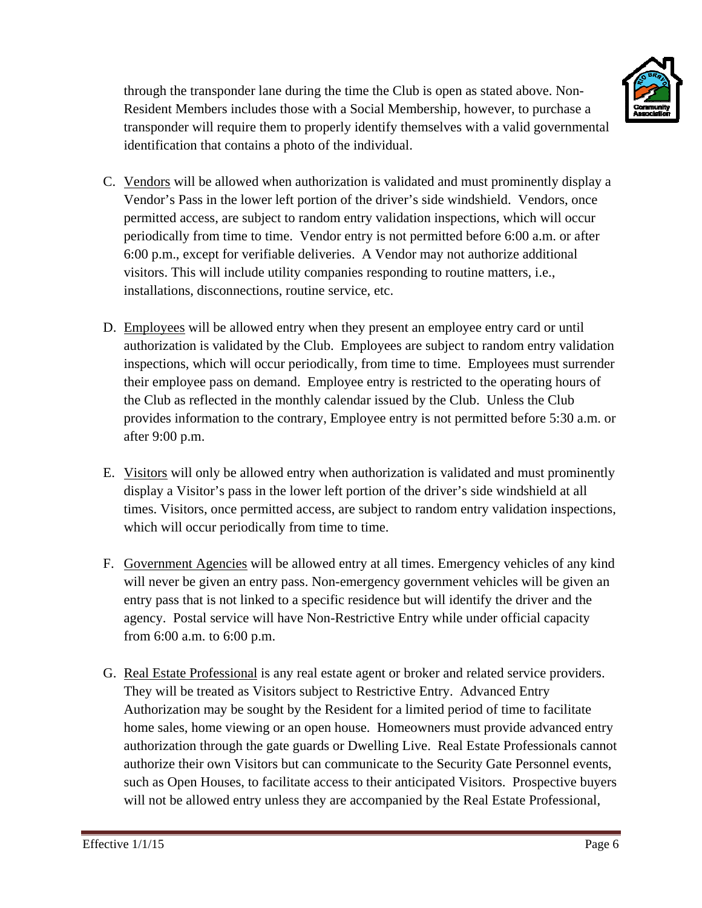through the transponder lane during the time the Club is open as stated above. Non-Resident Members includes those with a Social Membership, however, to purchase a transponder will require them to properly identify themselves with a valid governmental identification that contains a photo of the individual.

C. Vendors will be allowed when authorization is validated and must prominently display a Vendor's Pass in the lower left portion of the driver's side windshield. Vendors, once permitted access, are subject to random entry validation inspections, which will occur periodically from time to time. Vendor entry is not permitted before 6:00 a.m. or after 6:00 p.m., except for verifiable deliveries. A Vendor may not authorize additional visitors. This will include utility companies responding to routine matters, i.e., installations, disconnections, routine service, etc.

D. Employees will be allowed entry when they present an employee entry card or until authorization is validated by the Club. Employees are subject to random entry validation inspections, which will occur periodically, from time to time. Employees must surrender their employee pass on demand. Employee entry is restricted to the operating hours of the Club as reflected in the monthly calendar issued by the Club. Unless the Club provides information to the contrary, Employee entry is not permitted before 5:30 a.m. or after 9:00 p.m.

E. Visitors will only be allowed entry when authorization is validated and must prominently display a Visitor's pass in the lower left portion of the driver's side windshield at all times. Visitors, once permitted access, are subject to random entry validation inspections, which will occur periodically from time to time.

F. Government Agencies will be allowed entry at all times. Emergency vehicles of any kind will never be given an entry pass. Non-emergency government vehicles will be given an entry pass that is not linked to a specific residence but will identify the driver and the agency. Postal service will have Non-Restrictive Entry while under official capacity from 6:00 a.m. to 6:00 p.m.

G. Real Estate Professional is any real estate agent or broker and related service providers. They will be treated as Visitors subject to Restrictive Entry. Advanced Entry Authorization may be sought by the Resident for a limited period of time to facilitate home sales, home viewing or an open house. Homeowners must provide advanced entry authorization through the gate guards or Dwelling Live. Real Estate Professionals cannot authorize their own Visitors but can communicate to the Security Gate Personnel events, such as Open Houses, to facilitate access to their anticipated Visitors. Prospective buyers will not be allowed entry unless they are accompanied by the Real Estate Professional,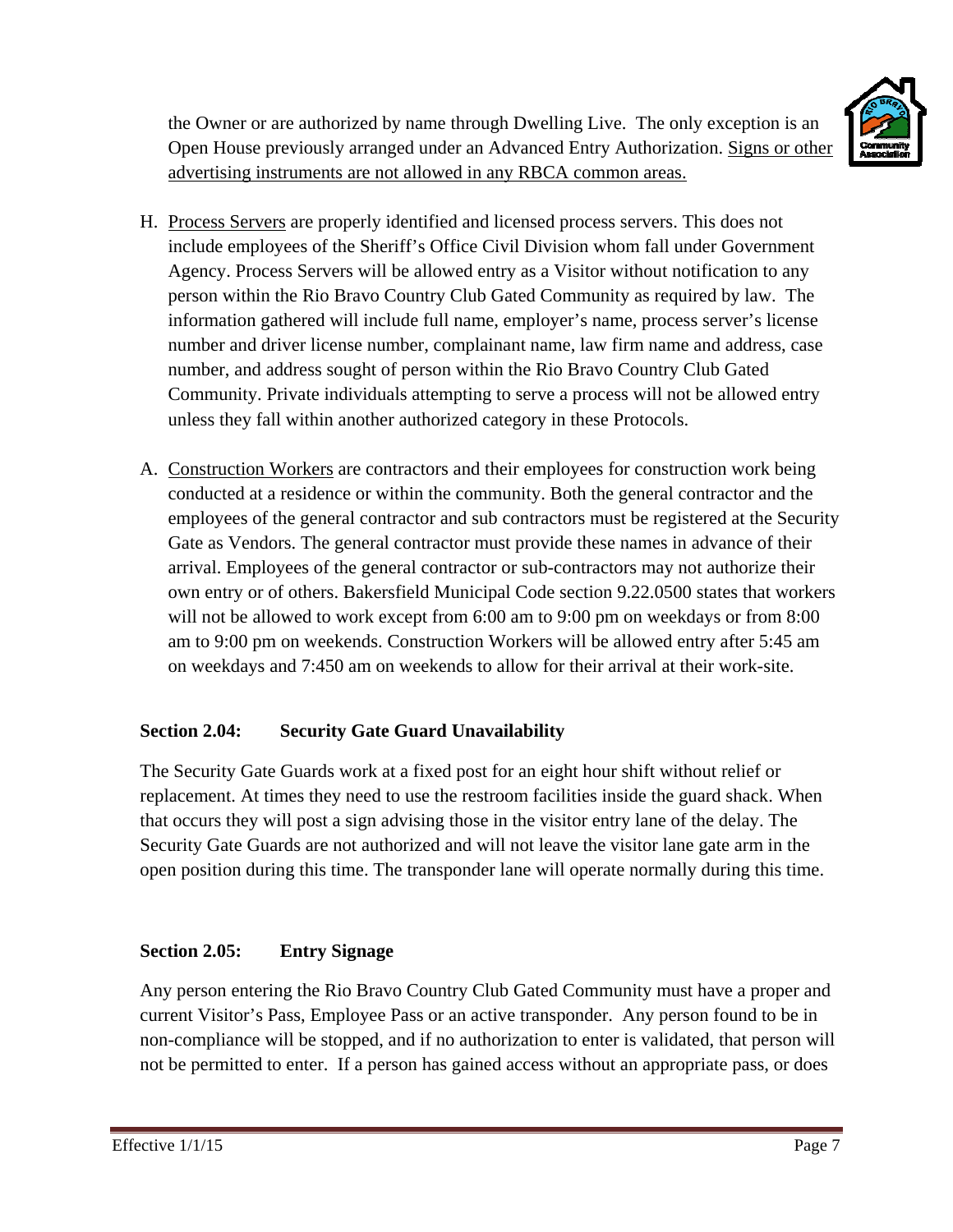the Owner or are authorized by name through Dwelling Live. The only exception is an Open House previously arranged under an Advanced Entry Authorization. <u>Signs or other advertising instruments are not allowed in any RBCA common areas.</u>

H. <u>Process Servers</u> are properly identified and licensed process servers. This does not include employees of the Sheriff's Office Civil Division whom fall under Government Agency. Process Servers will be allowed entry as a Visitor without notification to any person within the Rio Bravo Country Club Gated Community as required by law. The information gathered will include full name, employer's name, process server's license number and driver license number, complainant name, law firm name and address, case number, and address sought of person within the Rio Bravo Country Club Gated Community. Private individuals attempting to serve a process will not be allowed entry unless they fall within another authorized category in these Protocols.

A. <u>Construction Workers</u> are contractors and their employees for construction work being conducted at a residence or within the community. Both the general contractor and the employees of the general contractor and sub contractors must be registered at the Security Gate as Vendors. The general contractor must provide these names in advance of their arrival. Employees of the general contractor or sub-contractors may not authorize their own entry or of others. Bakersfield Municipal Code section 9.22.0500 states that workers will not be allowed to work except from 6:00 am to 9:00 pm on weekdays or from 8:00 am to 9:00 pm on weekends. Construction Workers will be allowed entry after 5:45 am on weekdays and 7:450 am on weekends to allow for their arrival at their work-site.

### Section 2.04: Security Gate Guard Unavailability

The Security Gate Guards work at a fixed post for an eight hour shift without relief or replacement. At times they need to use the restroom facilities inside the guard shack. When that occurs they will post a sign advising those in the visitor entry lane of the delay. The Security Gate Guards are not authorized and will not leave the visitor lane gate arm in the open position during this time. The transponder lane will operate normally during this time.

### Section 2.05: Entry Signage

Any person entering the Rio Bravo Country Club Gated Community must have a proper and current Visitor's Pass, Employee Pass or an active transponder. Any person found to be in non-compliance will be stopped, and if no authorization to enter is validated, that person will not be permitted to enter. If a person has gained access without an appropriate pass, or does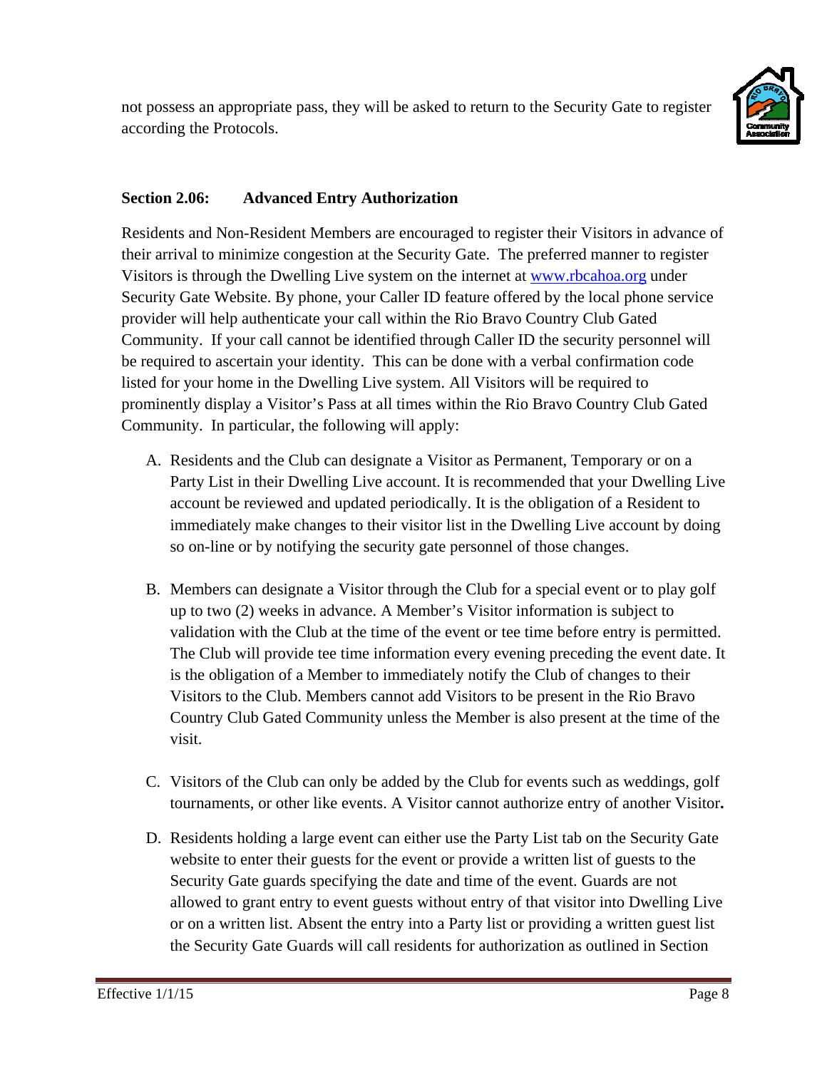not possess an appropriate pass, they will be asked to return to the Security Gate to register according the Protocols.

**Section 2.06: Advanced Entry Authorization**

Residents and Non-Resident Members are encouraged to register their Visitors in advance of their arrival to minimize congestion at the Security Gate. The preferred manner to register Visitors is through the Dwelling Live system on the internet at [www.rbcahoa.org](http://www.rbcahoa.org) under Security Gate Website. By phone, your Caller ID feature offered by the local phone service provider will help authenticate your call within the Rio Bravo Country Club Gated Community. If your call cannot be identified through Caller ID the security personnel will be required to ascertain your identity. This can be done with a verbal confirmation code listed for your home in the Dwelling Live system. All Visitors will be required to prominently display a Visitor's Pass at all times within the Rio Bravo Country Club Gated Community. In particular, the following will apply:

A. Residents and the Club can designate a Visitor as Permanent, Temporary or on a Party List in their Dwelling Live account. It is recommended that your Dwelling Live account be reviewed and updated periodically. It is the obligation of a Resident to immediately make changes to their visitor list in the Dwelling Live account by doing so on-line or by notifying the security gate personnel of those changes.

B. Members can designate a Visitor through the Club for a special event or to play golf up to two (2) weeks in advance. A Member's Visitor information is subject to validation with the Club at the time of the event or tee time before entry is permitted. The Club will provide tee time information every evening preceding the event date. It is the obligation of a Member to immediately notify the Club of changes to their Visitors to the Club. Members cannot add Visitors to be present in the Rio Bravo Country Club Gated Community unless the Member is also present at the time of the visit.

C. Visitors of the Club can only be added by the Club for events such as weddings, golf tournaments, or other like events. A Visitor cannot authorize entry of another Visitor**.**

D. Residents holding a large event can either use the Party List tab on the Security Gate website to enter their guests for the event or provide a written list of guests to the Security Gate guards specifying the date and time of the event. Guards are not allowed to grant entry to event guests without entry of that visitor into Dwelling Live or on a written list. Absent the entry into a Party list or providing a written guest list the Security Gate Guards will call residents for authorization as outlined in Section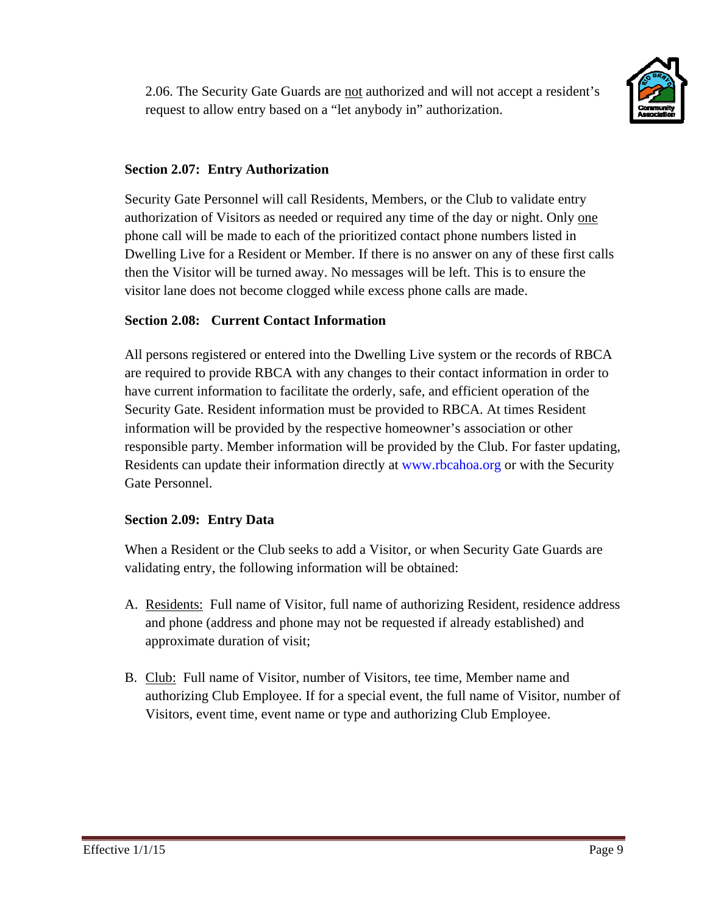2.06. The Security Gate Guards are <u>not</u> authorized and will not accept a resident's request to allow entry based on a "let anybody in" authorization.

**Section 2.07: Entry Authorization**

Security Gate Personnel will call Residents, Members, or the Club to validate entry authorization of Visitors as needed or required any time of the day or night. Only <u>one</u> phone call will be made to each of the prioritized contact phone numbers listed in Dwelling Live for a Resident or Member. If there is no answer on any of these first calls then the Visitor will be turned away. No messages will be left. This is to ensure the visitor lane does not become clogged while excess phone calls are made.

**Section 2.08: Current Contact Information**

All persons registered or entered into the Dwelling Live system or the records of RBCA are required to provide RBCA with any changes to their contact information in order to have current information to facilitate the orderly, safe, and efficient operation of the Security Gate. Resident information must be provided to RBCA. At times Resident information will be provided by the respective homeowner's association or other responsible party. Member information will be provided by the Club. For faster updating, Residents can update their information directly at www.rbcahoa.org or with the Security Gate Personnel.

**Section 2.09: Entry Data**

When a Resident or the Club seeks to add a Visitor, or when Security Gate Guards are validating entry, the following information will be obtained:

A. <u>Residents:</u> Full name of Visitor, full name of authorizing Resident, residence address and phone (address and phone may not be requested if already established) and approximate duration of visit;

B. <u>Club:</u> Full name of Visitor, number of Visitors, tee time, Member name and authorizing Club Employee. If for a special event, the full name of Visitor, number of Visitors, event time, event name or type and authorizing Club Employee.

Effective 1/1/15